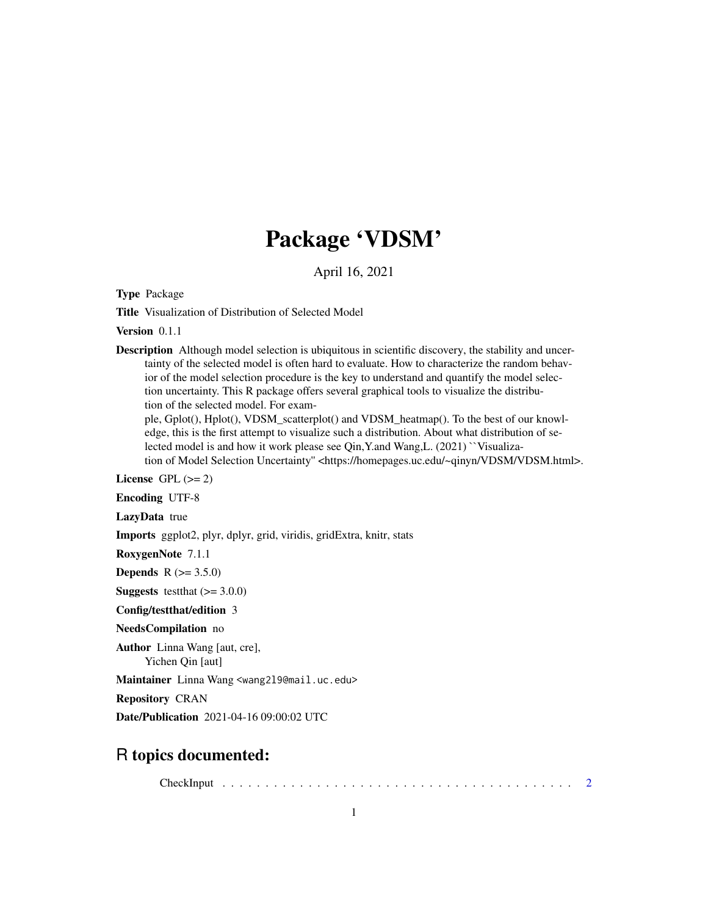# Package 'VDSM'

April 16, 2021

**Type** Package

**Title** Visualization of Distribution of Selected Model

**Version** 0.1.1

**Description** Although model selection is ubiquitous in scientific discovery, the stability and uncertainty of the selected model is often hard to evaluate. How to characterize the random behavior of the model selection procedure is the key to understand and quantify the model selection uncertainty. This R package offers several graphical tools to visualize the distribution of the selected model. For example, Gplot(), Hplot(), VDSM_scatterplot() and VDSM_heatmap(). To the best of our knowledge, this is the first attempt to visualize such a distribution. About what distribution of selected model is and how it work please see Qin,Y.and Wang,L. (2021) ``Visualization of Model Selection Uncertainty'' <https://homepages.uc.edu/~qinyn/VDSM/VDSM.html>.

**License** GPL (>= 2)

**Encoding** UTF-8

**LazyData** true

**Imports** ggplot2, plyr, dplyr, grid, viridis, gridExtra, knitr, stats

**RoxygenNote** 7.1.1

**Depends** R (>= 3.5.0)

**Suggests** testthat (>= 3.0.0)

**Config/testthat/edition** 3

**NeedsCompilation** no

**Author** Linna Wang [aut, cre],
Yichen Qin [aut]

**Maintainer** Linna Wang <wang2l9@mail.uc.edu>

**Repository** CRAN

**Date/Publication** 2021-04-16 09:00:02 UTC

## R topics documented:

CheckInput . . . . . . . . . . . . . . . . . . . . . . . . . . . . . . . . . . . . . . . . . . 2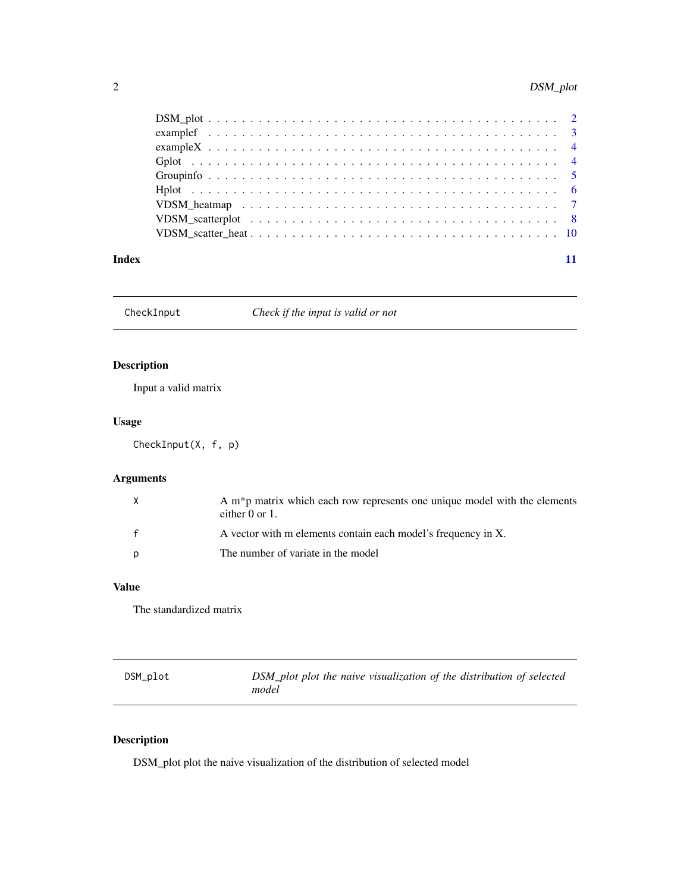| | |
|---|---|
| DSM_plot | 2 |
| examplef | 3 |
| exampleX | 4 |
| Gplot | 4 |
| Groupinfo | 5 |
| Hplot | 6 |
| VDSM_heatmap | 7 |
| VDSM_scatterplot | 8 |
| VDSM_scatter_heat | 10 |

**Index** **11**

---

CheckInput *Check if the input is valid or not*

---

### Description

Input a valid matrix

### Usage

```
CheckInput(X, f, p)
```

### Arguments

| | |
|---|---|
| X | A m*p matrix which each row represents one unique model with the elements either 0 or 1. |
| f | A vector with m elements contain each model's frequency in X. |
| p | The number of variate in the model |

### Value

The standardized matrix

---

DSM_plot *DSM_plot plot the naive visualization of the distribution of selected model*

---

### Description

DSM_plot plot the naive visualization of the distribution of selected model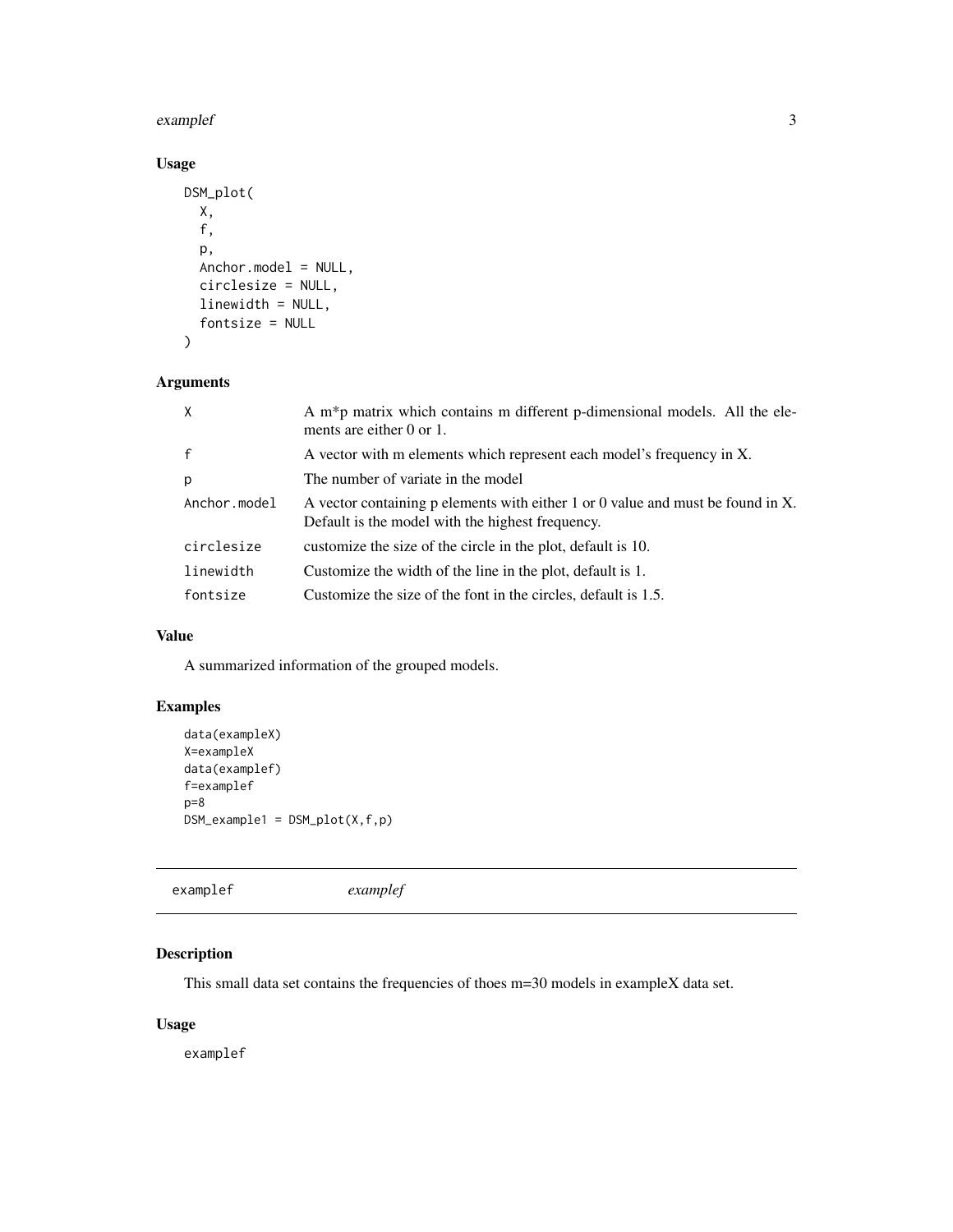### Usage

```
DSM_plot(
  X,
  f,
  p,
  Anchor.model = NULL,
  circlesize = NULL,
  linewidth = NULL,
  fontsize = NULL
)
```

### Arguments

| | |
|---|---|
| X | A m*p matrix which contains m different p-dimensional models. All the elements are either 0 or 1. |
| f | A vector with m elements which represent each model's frequency in X. |
| p | The number of variate in the model |
| Anchor.model | A vector containing p elements with either 1 or 0 value and must be found in X. Default is the model with the highest frequency. |
| circlesize | customize the size of the circle in the plot, default is 10. |
| linewidth | Customize the width of the line in the plot, default is 1. |
| fontsize | Customize the size of the font in the circles, default is 1.5. |

### Value

A summarized information of the grouped models.

### Examples

```
data(exampleX)
X=exampleX
data(examplef)
f=examplef
p=8
DSM_example1 = DSM_plot(X,f,p)
```

---

## examplef *examplef*

---

### Description

This small data set contains the frequencies of thoes m=30 models in exampleX data set.

### Usage

```
examplef
```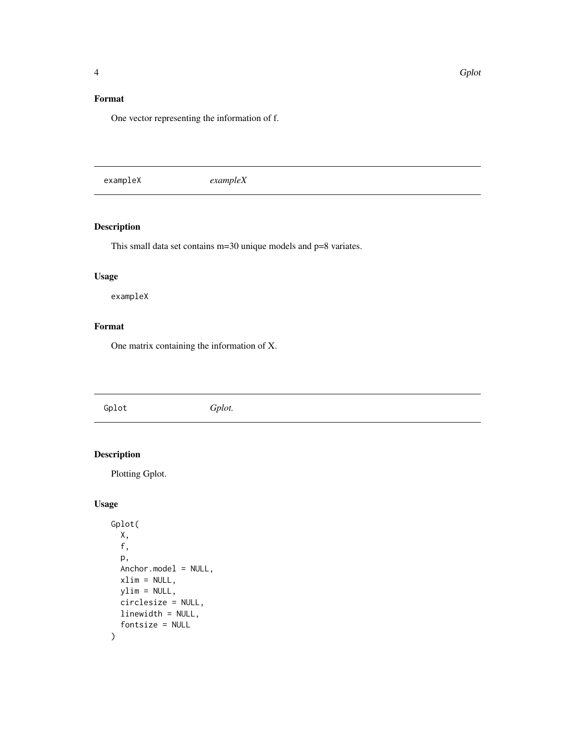## Format

One vector representing the information of f.

---

exampleX *exampleX*

---

## Description

This small data set contains m=30 unique models and p=8 variates.

## Usage

```
exampleX
```

## Format

One matrix containing the information of X.

---

Gplot *Gplot.*

---

## Description

Plotting Gplot.

## Usage

```
Gplot(
  X,
  f,
  p,
  Anchor.model = NULL,
  xlim = NULL,
  ylim = NULL,
  circlesize = NULL,
  linewidth = NULL,
  fontsize = NULL
)
```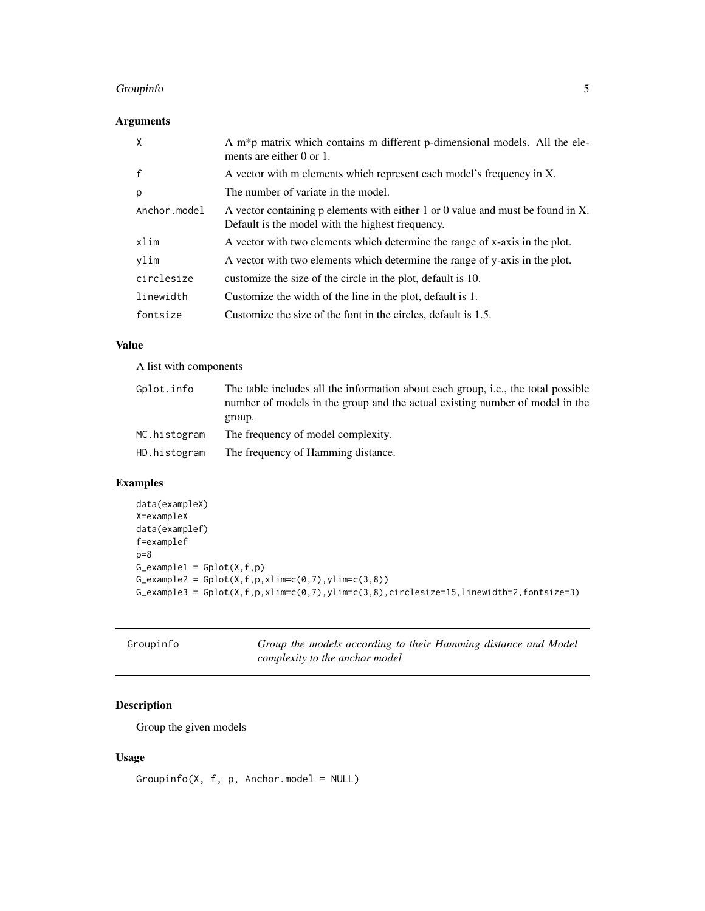### Arguments

| | |
|---|---|
| X | A m*p matrix which contains m different p-dimensional models. All the elements are either 0 or 1. |
| f | A vector with m elements which represent each model's frequency in X. |
| p | The number of variate in the model. |
| Anchor.model | A vector containing p elements with either 1 or 0 value and must be found in X. Default is the model with the highest frequency. |
| xlim | A vector with two elements which determine the range of x-axis in the plot. |
| ylim | A vector with two elements which determine the range of y-axis in the plot. |
| circlesize | customize the size of the circle in the plot, default is 10. |
| linewidth | Customize the width of the line in the plot, default is 1. |
| fontsize | Customize the size of the font in the circles, default is 1.5. |

### Value

A list with components

| | |
|---|---|
| Gplot.info | The table includes all the information about each group, i.e., the total possible number of models in the group and the actual existing number of model in the group. |
| MC.histogram | The frequency of model complexity. |
| HD.histogram | The frequency of Hamming distance. |

### Examples

```
data(exampleX)
X=exampleX
data(examplef)
f=examplef
p=8
G_example1 = Gplot(X,f,p)
G_example2 = Gplot(X,f,p,xlim=c(0,7),ylim=c(3,8))
G_example3 = Gplot(X,f,p,xlim=c(0,7),ylim=c(3,8),circlesize=15,linewidth=2,fontsize=3)
```

---

## Groupinfo — *Group the models according to their Hamming distance and Model complexity to the anchor model*

---

### Description

Group the given models

### Usage

```
Groupinfo(X, f, p, Anchor.model = NULL)
```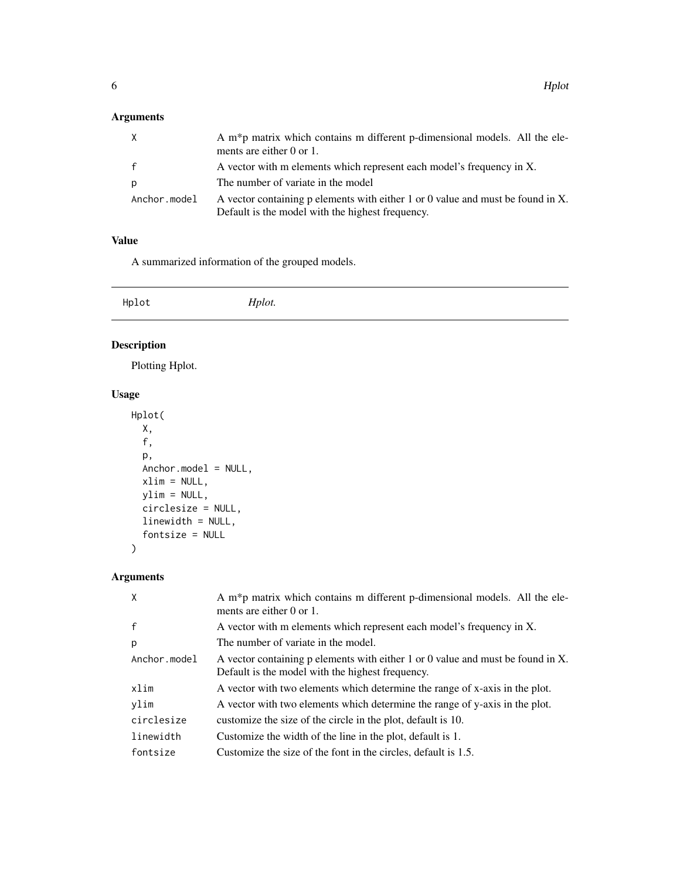## Arguments

| | |
|---|---|
| `X` | A m*p matrix which contains m different p-dimensional models. All the elements are either 0 or 1. |
| `f` | A vector with m elements which represent each model's frequency in X. |
| `p` | The number of variate in the model |
| `Anchor.model` | A vector containing p elements with either 1 or 0 value and must be found in X. Default is the model with the highest frequency. |

## Value

A summarized information of the grouped models.

---

`Hplot` *Hplot.*

---

## Description

Plotting Hplot.

## Usage

```
Hplot(
  X,
  f,
  p,
  Anchor.model = NULL,
  xlim = NULL,
  ylim = NULL,
  circlesize = NULL,
  linewidth = NULL,
  fontsize = NULL
)
```

## Arguments

| | |
|---|---|
| `X` | A m*p matrix which contains m different p-dimensional models. All the elements are either 0 or 1. |
| `f` | A vector with m elements which represent each model's frequency in X. |
| `p` | The number of variate in the model. |
| `Anchor.model` | A vector containing p elements with either 1 or 0 value and must be found in X. Default is the model with the highest frequency. |
| `xlim` | A vector with two elements which determine the range of x-axis in the plot. |
| `ylim` | A vector with two elements which determine the range of y-axis in the plot. |
| `circlesize` | customize the size of the circle in the plot, default is 10. |
| `linewidth` | Customize the width of the line in the plot, default is 1. |
| `fontsize` | Customize the size of the font in the circles, default is 1.5. |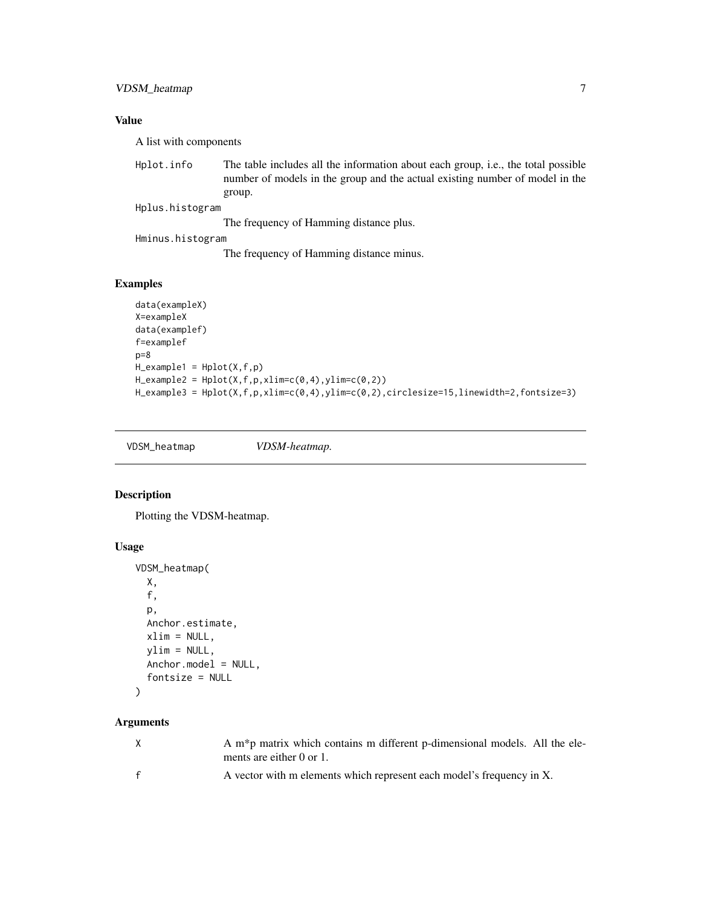### Value

A list with components

- `Hplot.info` The table includes all the information about each group, i.e., the total possible number of models in the group and the actual existing number of model in the group.
- `Hplus.histogram` The frequency of Hamming distance plus.
- `Hminus.histogram` The frequency of Hamming distance minus.

### Examples

```
data(exampleX)
X=exampleX
data(examplef)
f=examplef
p=8
H_example1 = Hplot(X,f,p)
H_example2 = Hplot(X,f,p,xlim=c(0,4),ylim=c(0,2))
H_example3 = Hplot(X,f,p,xlim=c(0,4),ylim=c(0,2),circlesize=15,linewidth=2,fontsize=3)
```

---

## VDSM_heatmap *VDSM-heatmap.*

---

### Description

Plotting the VDSM-heatmap.

### Usage

```
VDSM_heatmap(
  X,
  f,
  p,
  Anchor.estimate,
  xlim = NULL,
  ylim = NULL,
  Anchor.model = NULL,
  fontsize = NULL
)
```

### Arguments

- `X` A m*p matrix which contains m different p-dimensional models. All the elements are either 0 or 1.
- `f` A vector with m elements which represent each model's frequency in X.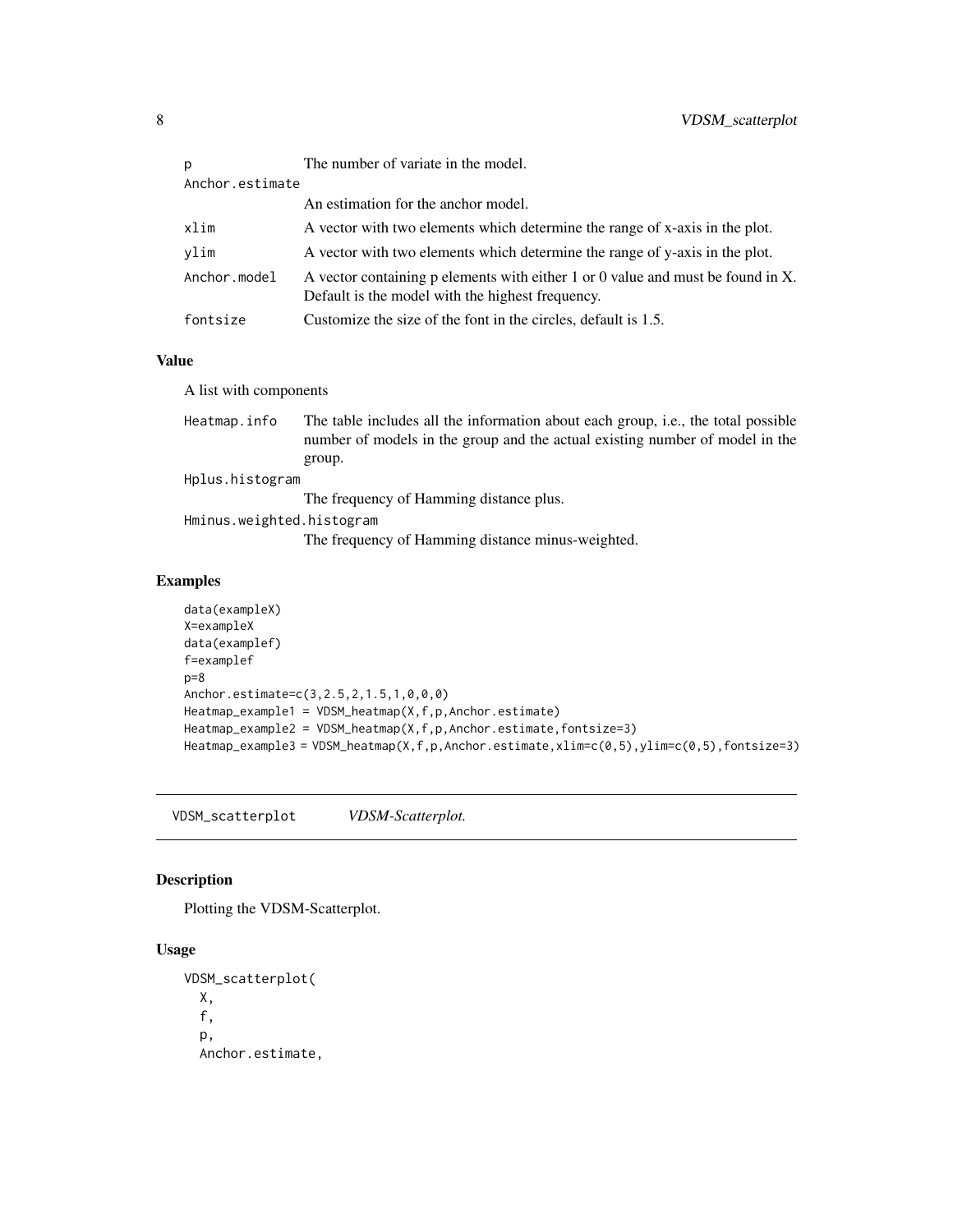| | |
|---|---|
| p | The number of variate in the model. |
| Anchor.estimate | An estimation for the anchor model. |
| xlim | A vector with two elements which determine the range of x-axis in the plot. |
| ylim | A vector with two elements which determine the range of y-axis in the plot. |
| Anchor.model | A vector containing p elements with either 1 or 0 value and must be found in X. Default is the model with the highest frequency. |
| fontsize | Customize the size of the font in the circles, default is 1.5. |

### Value

A list with components

| | |
|---|---|
| Heatmap.info | The table includes all the information about each group, i.e., the total possible number of models in the group and the actual existing number of model in the group. |
| Hplus.histogram | The frequency of Hamming distance plus. |
| Hminus.weighted.histogram | The frequency of Hamming distance minus-weighted. |

### Examples

```
data(exampleX)
X=exampleX
data(examplef)
f=examplef
p=8
Anchor.estimate=c(3,2.5,2,1.5,1,0,0,0)
Heatmap_example1 = VDSM_heatmap(X,f,p,Anchor.estimate)
Heatmap_example2 = VDSM_heatmap(X,f,p,Anchor.estimate,fontsize=3)
Heatmap_example3 = VDSM_heatmap(X,f,p,Anchor.estimate,xlim=c(0,5),ylim=c(0,5),fontsize=3)
```

## VDSM_scatterplot *VDSM-Scatterplot.*

### Description

Plotting the VDSM-Scatterplot.

### Usage

```
VDSM_scatterplot(
  X,
  f,
  p,
  Anchor.estimate,
```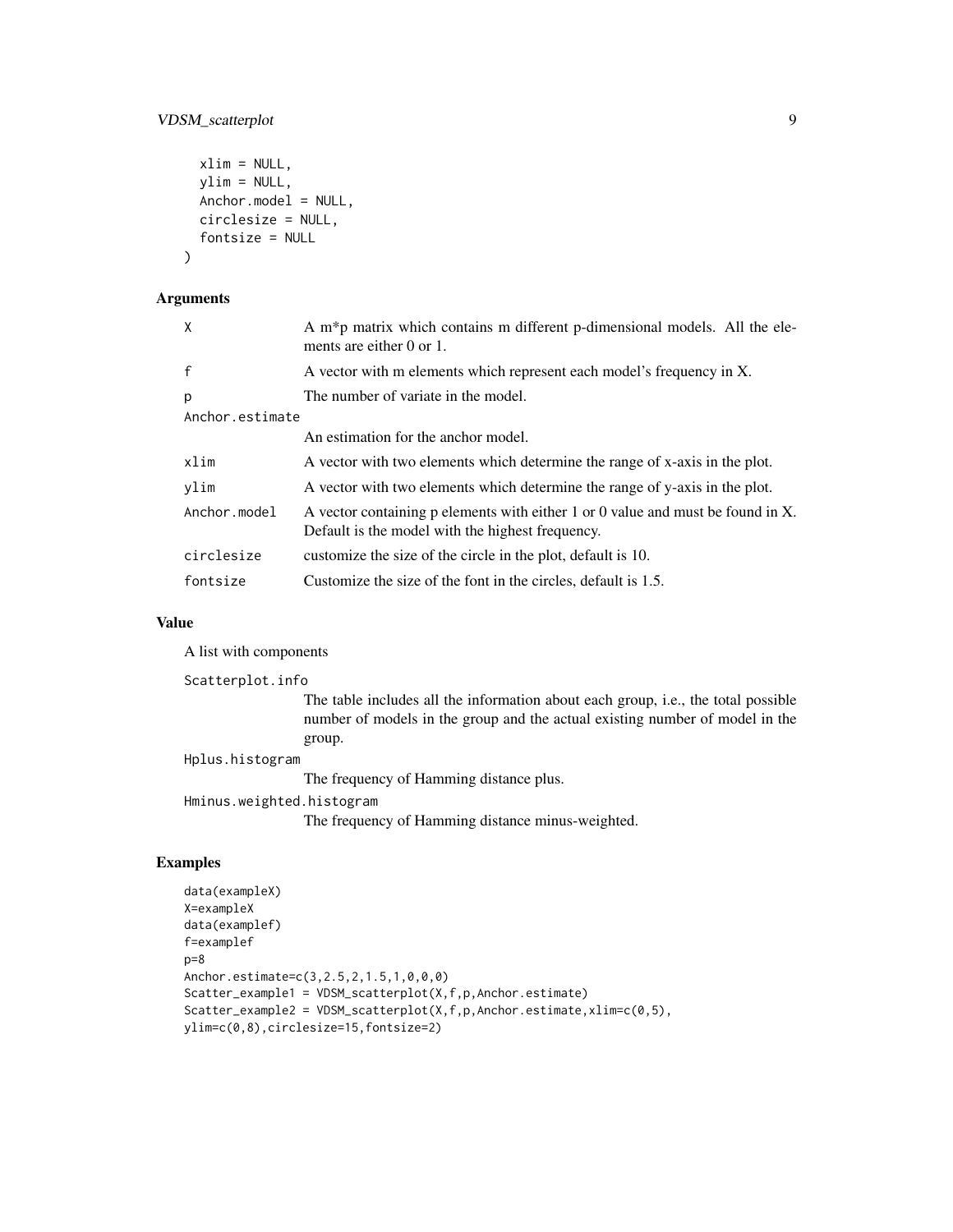```
  xlim = NULL,
  ylim = NULL,
  Anchor.model = NULL,
  circlesize = NULL,
  fontsize = NULL
)
```

## Arguments

| | |
|---|---|
| X | A m*p matrix which contains m different p-dimensional models. All the elements are either 0 or 1. |
| f | A vector with m elements which represent each model's frequency in X. |
| p | The number of variate in the model. |
| Anchor.estimate | An estimation for the anchor model. |
| xlim | A vector with two elements which determine the range of x-axis in the plot. |
| ylim | A vector with two elements which determine the range of y-axis in the plot. |
| Anchor.model | A vector containing p elements with either 1 or 0 value and must be found in X. Default is the model with the highest frequency. |
| circlesize | customize the size of the circle in the plot, default is 10. |
| fontsize | Customize the size of the font in the circles, default is 1.5. |

## Value

A list with components

| | |
|---|---|
| Scatterplot.info | The table includes all the information about each group, i.e., the total possible number of models in the group and the actual existing number of model in the group. |
| Hplus.histogram | The frequency of Hamming distance plus. |
| Hminus.weighted.histogram | The frequency of Hamming distance minus-weighted. |

## Examples

```
data(exampleX)
X=exampleX
data(examplef)
f=examplef
p=8
Anchor.estimate=c(3,2.5,2,1.5,1,0,0,0)
Scatter_example1 = VDSM_scatterplot(X,f,p,Anchor.estimate)
Scatter_example2 = VDSM_scatterplot(X,f,p,Anchor.estimate,xlim=c(0,5),
ylim=c(0,8),circlesize=15,fontsize=2)
```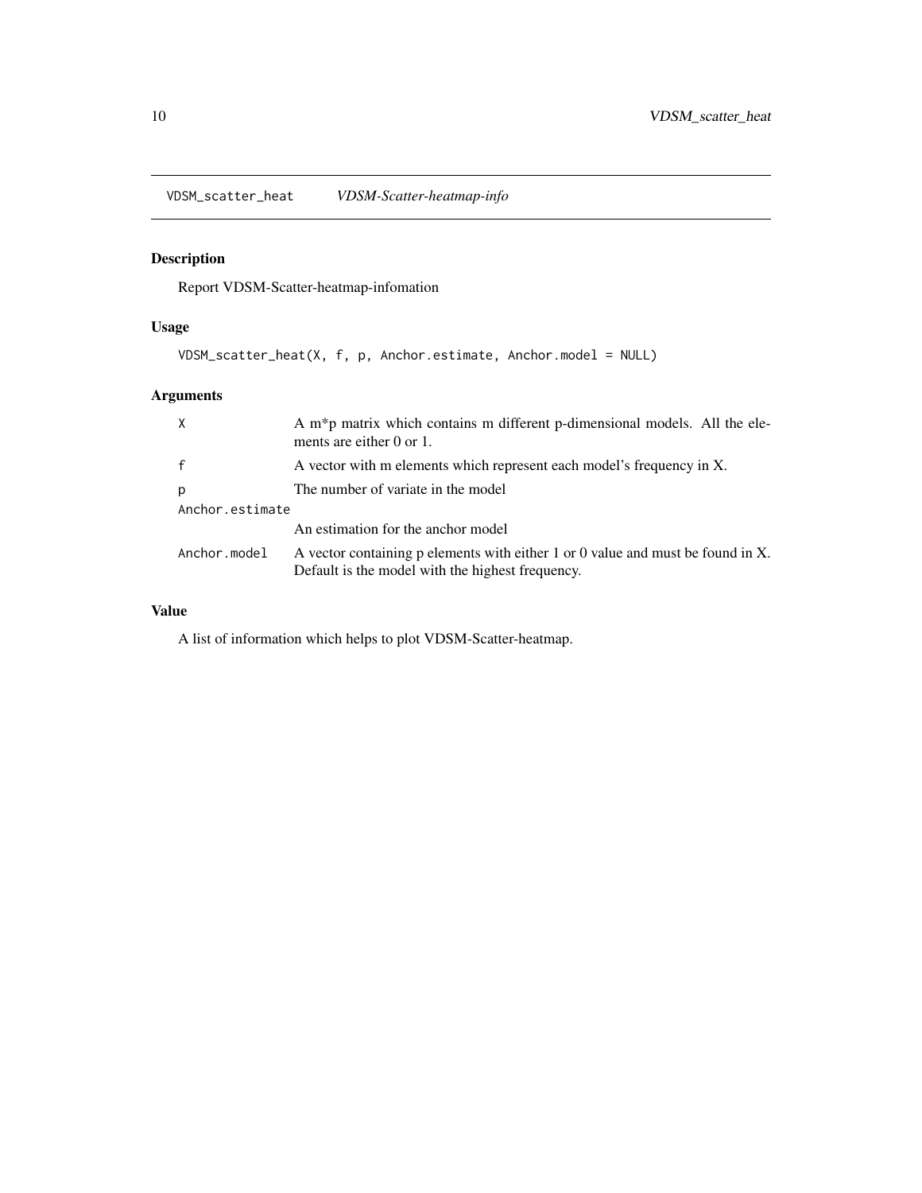## VDSM_scatter_heat *VDSM-Scatter-heatmap-info*

### Description

Report VDSM-Scatter-heatmap-infomation

### Usage

```
VDSM_scatter_heat(X, f, p, Anchor.estimate, Anchor.model = NULL)
```

### Arguments

| | |
|---|---|
| X | A m*p matrix which contains m different p-dimensional models. All the elements are either 0 or 1. |
| f | A vector with m elements which represent each model's frequency in X. |
| p | The number of variate in the model |
| Anchor.estimate | An estimation for the anchor model |
| Anchor.model | A vector containing p elements with either 1 or 0 value and must be found in X. Default is the model with the highest frequency. |

### Value

A list of information which helps to plot VDSM-Scatter-heatmap.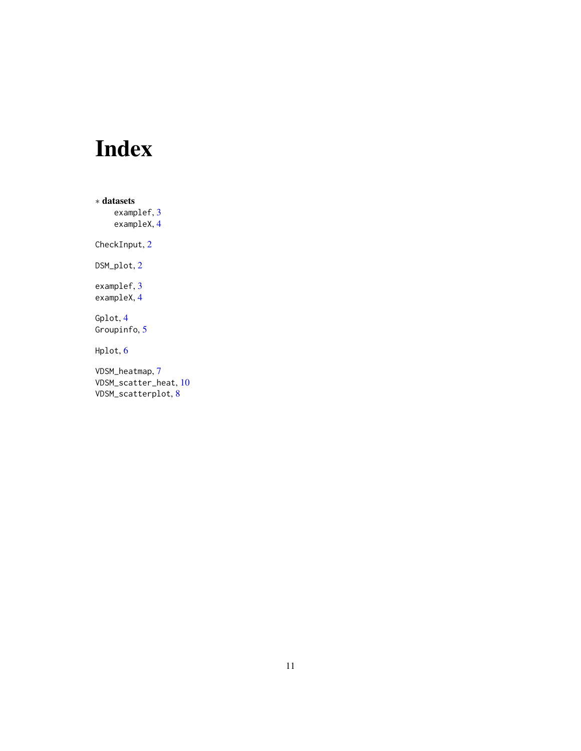# Index

∗ **datasets**
    examplef, 3
    exampleX, 4

CheckInput, 2

DSM_plot, 2

examplef, 3
exampleX, 4

Gplot, 4
Groupinfo, 5

Hplot, 6

VDSM_heatmap, 7
VDSM_scatter_heat, 10
VDSM_scatterplot, 8